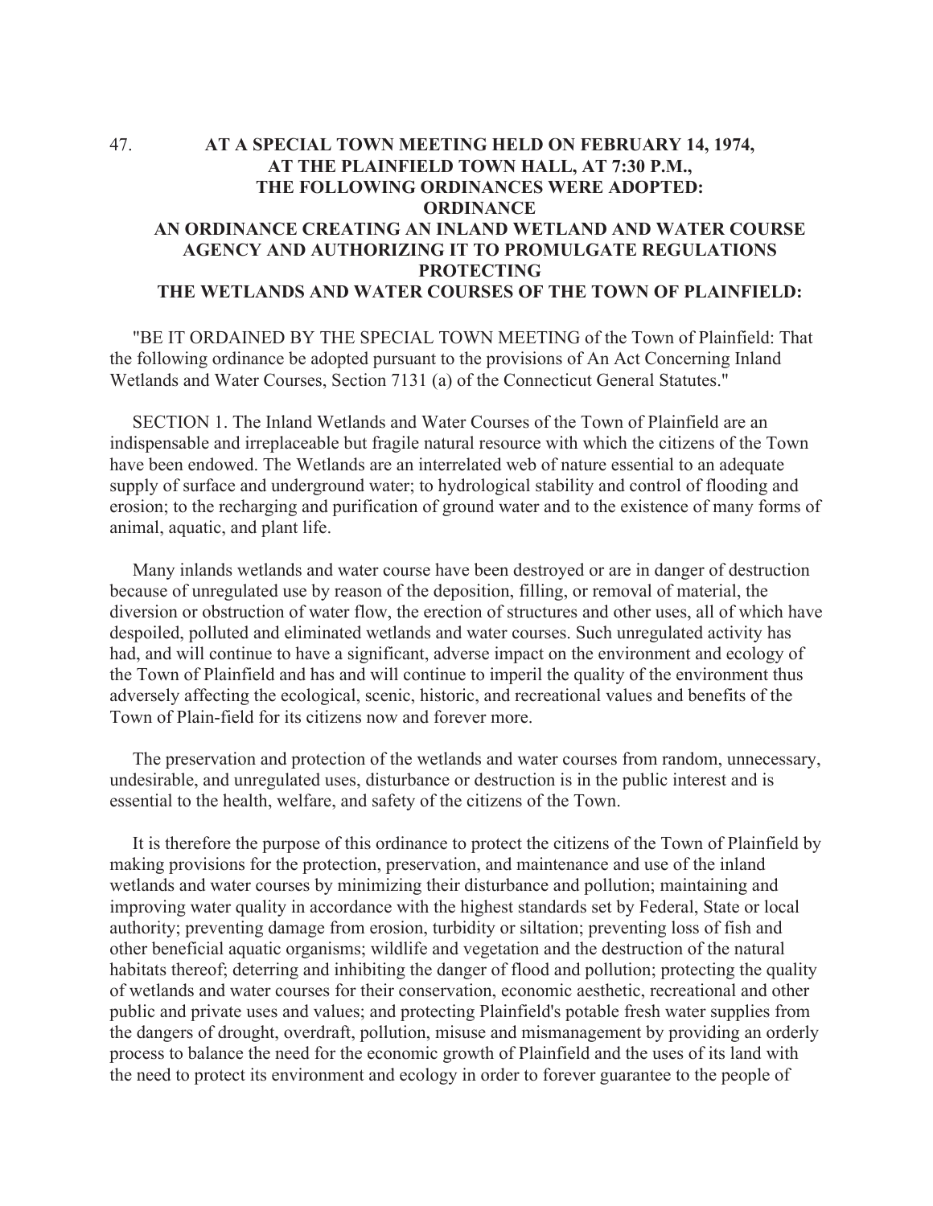47. **AT A SPECIAL TOWN MEETING HELD ON FEBRUARY 14, 1974, AT THE PLAINFIELD TOWN HALL, AT 7:30 P.M., THE FOLLOWING ORDINANCES WERE ADOPTED:**

## ORDINANCE

## AN ORDINANCE CREATING AN INLAND WETLAND AND WATER COURSE AGENCY AND AUTHORIZING IT TO PROMULGATE REGULATIONS PROTECTING THE WETLANDS AND WATER COURSES OF THE TOWN OF PLAINFIELD:

"BE IT ORDAINED BY THE SPECIAL TOWN MEETING of the Town of Plainfield: That the following ordinance be adopted pursuant to the provisions of An Act Concerning Inland Wetlands and Water Courses, Section 7131 (a) of the Connecticut General Statutes."

SECTION 1. The Inland Wetlands and Water Courses of the Town of Plainfield are an indispensable and irreplaceable but fragile natural resource with which the citizens of the Town have been endowed. The Wetlands are an interrelated web of nature essential to an adequate supply of surface and underground water; to hydrological stability and control of flooding and erosion; to the recharging and purification of ground water and to the existence of many forms of animal, aquatic, and plant life.

Many inlands wetlands and water course have been destroyed or are in danger of destruction because of unregulated use by reason of the deposition, filling, or removal of material, the diversion or obstruction of water flow, the erection of structures and other uses, all of which have despoiled, polluted and eliminated wetlands and water courses. Such unregulated activity has had, and will continue to have a significant, adverse impact on the environment and ecology of the Town of Plainfield and has and will continue to imperil the quality of the environment thus adversely affecting the ecological, scenic, historic, and recreational values and benefits of the Town of Plain-field for its citizens now and forever more.

The preservation and protection of the wetlands and water courses from random, unnecessary, undesirable, and unregulated uses, disturbance or destruction is in the public interest and is essential to the health, welfare, and safety of the citizens of the Town.

It is therefore the purpose of this ordinance to protect the citizens of the Town of Plainfield by making provisions for the protection, preservation, and maintenance and use of the inland wetlands and water courses by minimizing their disturbance and pollution; maintaining and improving water quality in accordance with the highest standards set by Federal, State or local authority; preventing damage from erosion, turbidity or siltation; preventing loss of fish and other beneficial aquatic organisms; wildlife and vegetation and the destruction of the natural habitats thereof; deterring and inhibiting the danger of flood and pollution; protecting the quality of wetlands and water courses for their conservation, economic aesthetic, recreational and other public and private uses and values; and protecting Plainfield's potable fresh water supplies from the dangers of drought, overdraft, pollution, misuse and mismanagement by providing an orderly process to balance the need for the economic growth of Plainfield and the uses of its land with the need to protect its environment and ecology in order to forever guarantee to the people of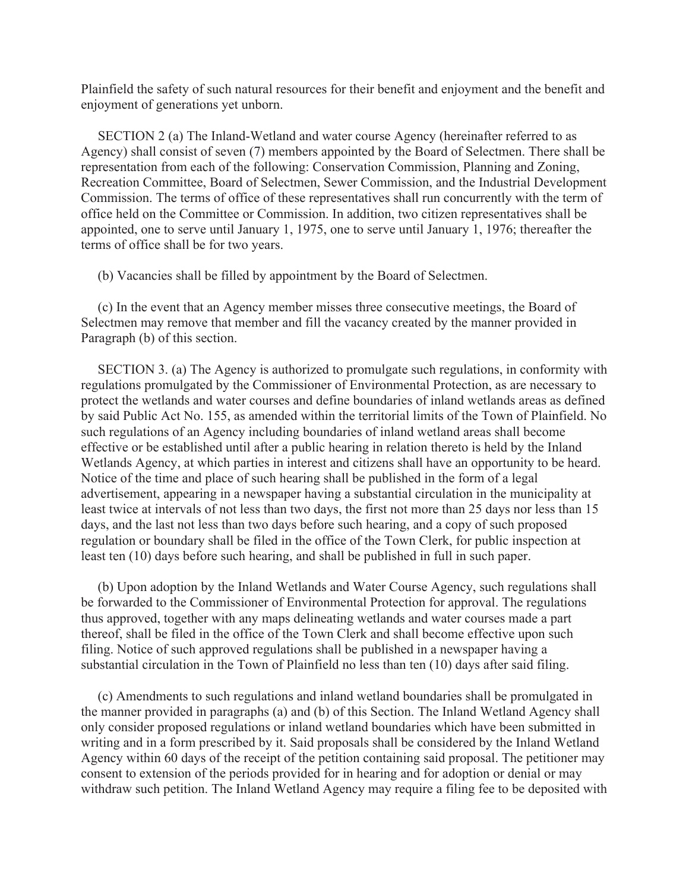Plainfield the safety of such natural resources for their benefit and enjoyment and the benefit and enjoyment of generations yet unborn.

SECTION 2 (a) The Inland-Wetland and water course Agency (hereinafter referred to as Agency) shall consist of seven (7) members appointed by the Board of Selectmen. There shall be representation from each of the following: Conservation Commission, Planning and Zoning, Recreation Committee, Board of Selectmen, Sewer Commission, and the Industrial Development Commission. The terms of office of these representatives shall run concurrently with the term of office held on the Committee or Commission. In addition, two citizen representatives shall be appointed, one to serve until January 1, 1975, one to serve until January 1, 1976; thereafter the terms of office shall be for two years.

(b) Vacancies shall be filled by appointment by the Board of Selectmen.

(c) In the event that an Agency member misses three consecutive meetings, the Board of Selectmen may remove that member and fill the vacancy created by the manner provided in Paragraph (b) of this section.

SECTION 3. (a) The Agency is authorized to promulgate such regulations, in conformity with regulations promulgated by the Commissioner of Environmental Protection, as are necessary to protect the wetlands and water courses and define boundaries of inland wetlands areas as defined by said Public Act No. 155, as amended within the territorial limits of the Town of Plainfield. No such regulations of an Agency including boundaries of inland wetland areas shall become effective or be established until after a public hearing in relation thereto is held by the Inland Wetlands Agency, at which parties in interest and citizens shall have an opportunity to be heard. Notice of the time and place of such hearing shall be published in the form of a legal advertisement, appearing in a newspaper having a substantial circulation in the municipality at least twice at intervals of not less than two days, the first not more than 25 days nor less than 15 days, and the last not less than two days before such hearing, and a copy of such proposed regulation or boundary shall be filed in the office of the Town Clerk, for public inspection at least ten (10) days before such hearing, and shall be published in full in such paper.

(b) Upon adoption by the Inland Wetlands and Water Course Agency, such regulations shall be forwarded to the Commissioner of Environmental Protection for approval. The regulations thus approved, together with any maps delineating wetlands and water courses made a part thereof, shall be filed in the office of the Town Clerk and shall become effective upon such filing. Notice of such approved regulations shall be published in a newspaper having a substantial circulation in the Town of Plainfield no less than ten (10) days after said filing.

(c) Amendments to such regulations and inland wetland boundaries shall be promulgated in the manner provided in paragraphs (a) and (b) of this Section. The Inland Wetland Agency shall only consider proposed regulations or inland wetland boundaries which have been submitted in writing and in a form prescribed by it. Said proposals shall be considered by the Inland Wetland Agency within 60 days of the receipt of the petition containing said proposal. The petitioner may consent to extension of the periods provided for in hearing and for adoption or denial or may withdraw such petition. The Inland Wetland Agency may require a filing fee to be deposited with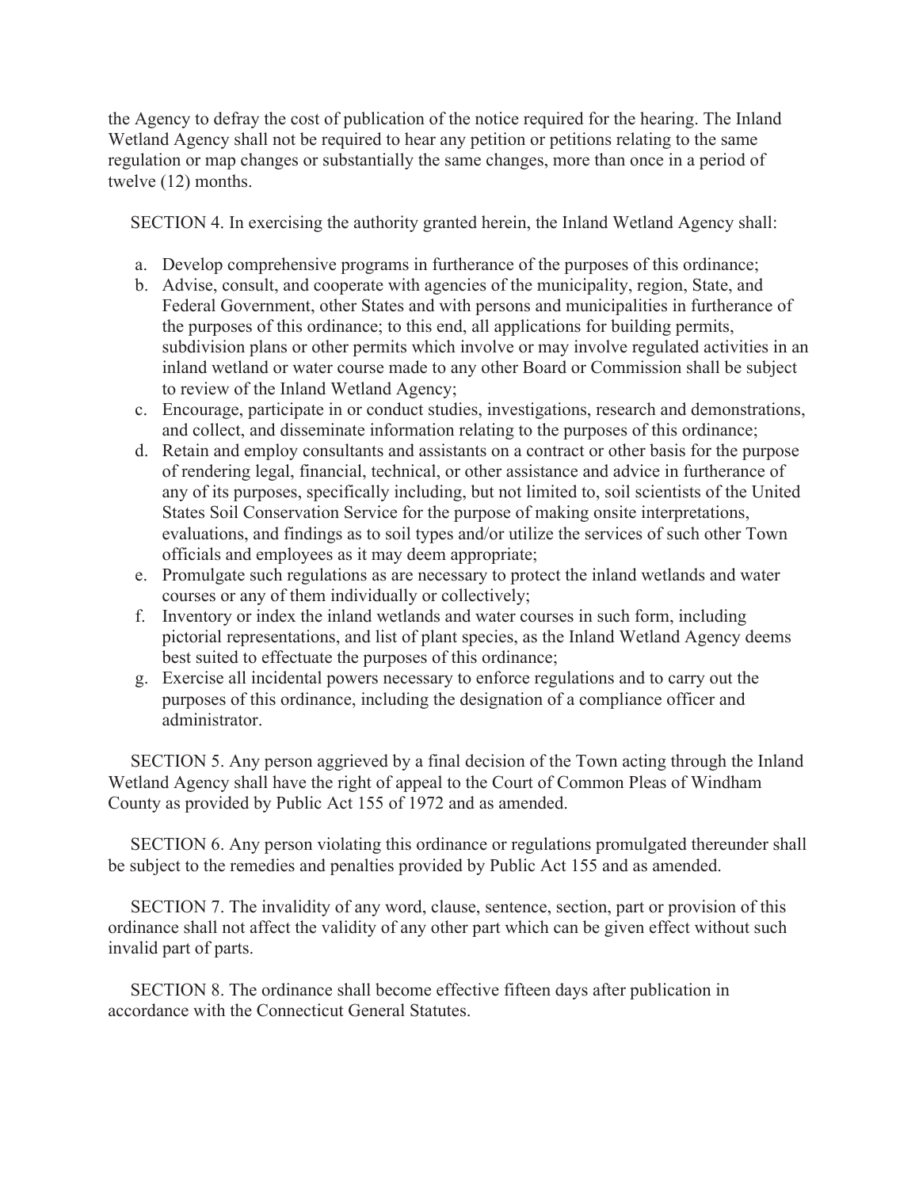the Agency to defray the cost of publication of the notice required for the hearing. The Inland Wetland Agency shall not be required to hear any petition or petitions relating to the same regulation or map changes or substantially the same changes, more than once in a period of twelve (12) months.

SECTION 4. In exercising the authority granted herein, the Inland Wetland Agency shall:

a. Develop comprehensive programs in furtherance of the purposes of this ordinance;
b. Advise, consult, and cooperate with agencies of the municipality, region, State, and Federal Government, other States and with persons and municipalities in furtherance of the purposes of this ordinance; to this end, all applications for building permits, subdivision plans or other permits which involve or may involve regulated activities in an inland wetland or water course made to any other Board or Commission shall be subject to review of the Inland Wetland Agency;
c. Encourage, participate in or conduct studies, investigations, research and demonstrations, and collect, and disseminate information relating to the purposes of this ordinance;
d. Retain and employ consultants and assistants on a contract or other basis for the purpose of rendering legal, financial, technical, or other assistance and advice in furtherance of any of its purposes, specifically including, but not limited to, soil scientists of the United States Soil Conservation Service for the purpose of making onsite interpretations, evaluations, and findings as to soil types and/or utilize the services of such other Town officials and employees as it may deem appropriate;
e. Promulgate such regulations as are necessary to protect the inland wetlands and water courses or any of them individually or collectively;
f. Inventory or index the inland wetlands and water courses in such form, including pictorial representations, and list of plant species, as the Inland Wetland Agency deems best suited to effectuate the purposes of this ordinance;
g. Exercise all incidental powers necessary to enforce regulations and to carry out the purposes of this ordinance, including the designation of a compliance officer and administrator.

SECTION 5. Any person aggrieved by a final decision of the Town acting through the Inland Wetland Agency shall have the right of appeal to the Court of Common Pleas of Windham County as provided by Public Act 155 of 1972 and as amended.

SECTION 6. Any person violating this ordinance or regulations promulgated thereunder shall be subject to the remedies and penalties provided by Public Act 155 and as amended.

SECTION 7. The invalidity of any word, clause, sentence, section, part or provision of this ordinance shall not affect the validity of any other part which can be given effect without such invalid part of parts.

SECTION 8. The ordinance shall become effective fifteen days after publication in accordance with the Connecticut General Statutes.